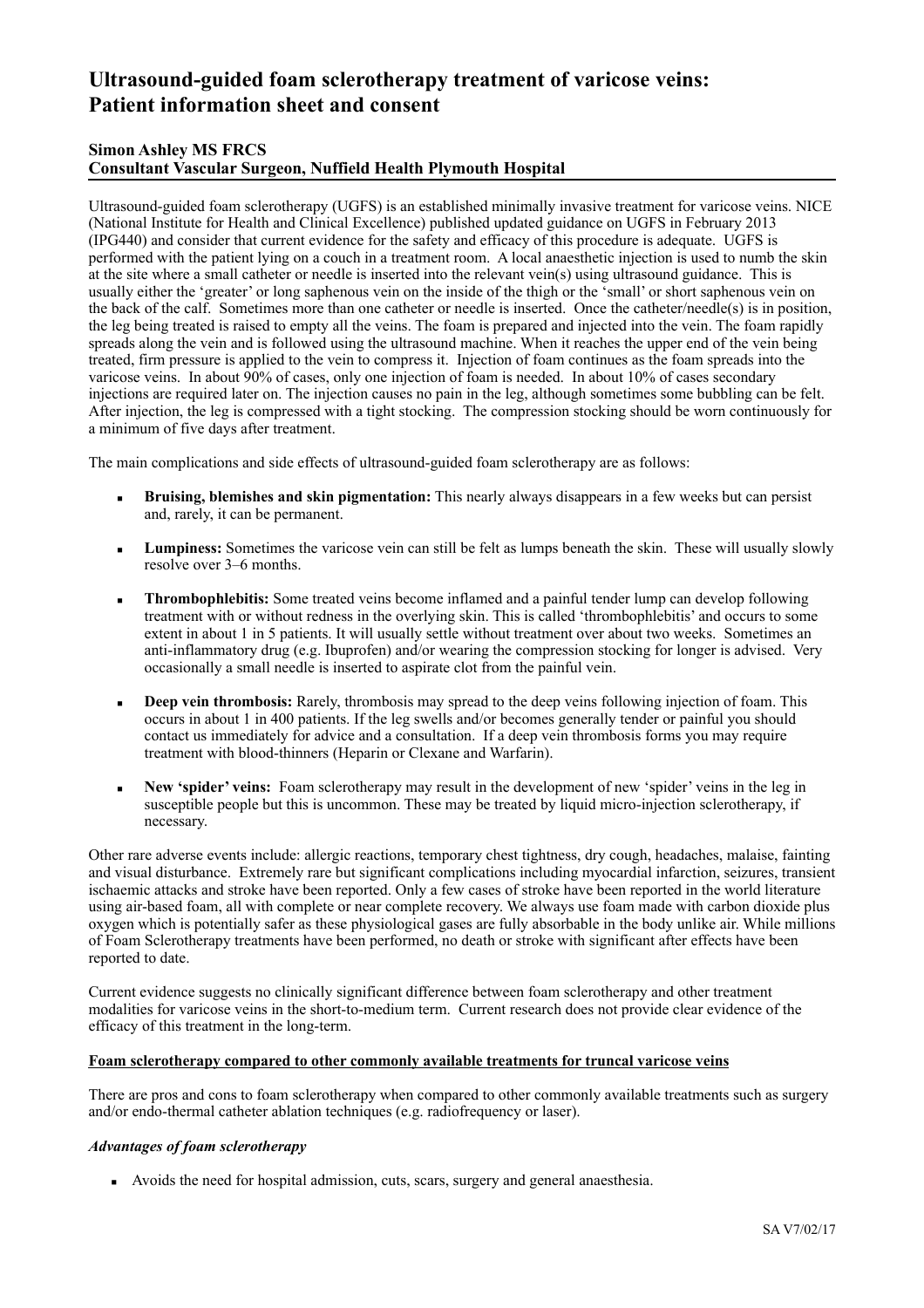# Ultrasound-guided foam sclerotherapy treatment of varicose veins: Patient information sheet and consent

**Simon Ashley MS FRCS**
**Consultant Vascular Surgeon, Nuffield Health Plymouth Hospital**

Ultrasound-guided foam sclerotherapy (UGFS) is an established minimally invasive treatment for varicose veins. NICE (National Institute for Health and Clinical Excellence) published updated guidance on UGFS in February 2013 (IPG440) and consider that current evidence for the safety and efficacy of this procedure is adequate. UGFS is performed with the patient lying on a couch in a treatment room. A local anaesthetic injection is used to numb the skin at the site where a small catheter or needle is inserted into the relevant vein(s) using ultrasound guidance. This is usually either the 'greater' or long saphenous vein on the inside of the thigh or the 'small' or short saphenous vein on the back of the calf. Sometimes more than one catheter or needle is inserted. Once the catheter/needle(s) is in position, the leg being treated is raised to empty all the veins. The foam is prepared and injected into the vein. The foam rapidly spreads along the vein and is followed using the ultrasound machine. When it reaches the upper end of the vein being treated, firm pressure is applied to the vein to compress it. Injection of foam continues as the foam spreads into the varicose veins. In about 90% of cases, only one injection of foam is needed. In about 10% of cases secondary injections are required later on. The injection causes no pain in the leg, although sometimes some bubbling can be felt. After injection, the leg is compressed with a tight stocking. The compression stocking should be worn continuously for a minimum of five days after treatment.

The main complications and side effects of ultrasound-guided foam sclerotherapy are as follows:

- **Bruising, blemishes and skin pigmentation:** This nearly always disappears in a few weeks but can persist and, rarely, it can be permanent.
- **Lumpiness:** Sometimes the varicose vein can still be felt as lumps beneath the skin. These will usually slowly resolve over 3–6 months.
- **Thrombophlebitis:** Some treated veins become inflamed and a painful tender lump can develop following treatment with or without redness in the overlying skin. This is called 'thrombophlebitis' and occurs to some extent in about 1 in 5 patients. It will usually settle without treatment over about two weeks. Sometimes an anti-inflammatory drug (e.g. Ibuprofen) and/or wearing the compression stocking for longer is advised. Very occasionally a small needle is inserted to aspirate clot from the painful vein.
- **Deep vein thrombosis:** Rarely, thrombosis may spread to the deep veins following injection of foam. This occurs in about 1 in 400 patients. If the leg swells and/or becomes generally tender or painful you should contact us immediately for advice and a consultation. If a deep vein thrombosis forms you may require treatment with blood-thinners (Heparin or Clexane and Warfarin).
- **New 'spider' veins:** Foam sclerotherapy may result in the development of new 'spider' veins in the leg in susceptible people but this is uncommon. These may be treated by liquid micro-injection sclerotherapy, if necessary.

Other rare adverse events include: allergic reactions, temporary chest tightness, dry cough, headaches, malaise, fainting and visual disturbance. Extremely rare but significant complications including myocardial infarction, seizures, transient ischaemic attacks and stroke have been reported. Only a few cases of stroke have been reported in the world literature using air-based foam, all with complete or near complete recovery. We always use foam made with carbon dioxide plus oxygen which is potentially safer as these physiological gases are fully absorbable in the body unlike air. While millions of Foam Sclerotherapy treatments have been performed, no death or stroke with significant after effects have been reported to date.

Current evidence suggests no clinically significant difference between foam sclerotherapy and other treatment modalities for varicose veins in the short-to-medium term. Current research does not provide clear evidence of the efficacy of this treatment in the long-term.

**Foam sclerotherapy compared to other commonly available treatments for truncal varicose veins**

There are pros and cons to foam sclerotherapy when compared to other commonly available treatments such as surgery and/or endo-thermal catheter ablation techniques (e.g. radiofrequency or laser).

***Advantages of foam sclerotherapy***

- Avoids the need for hospital admission, cuts, scars, surgery and general anaesthesia.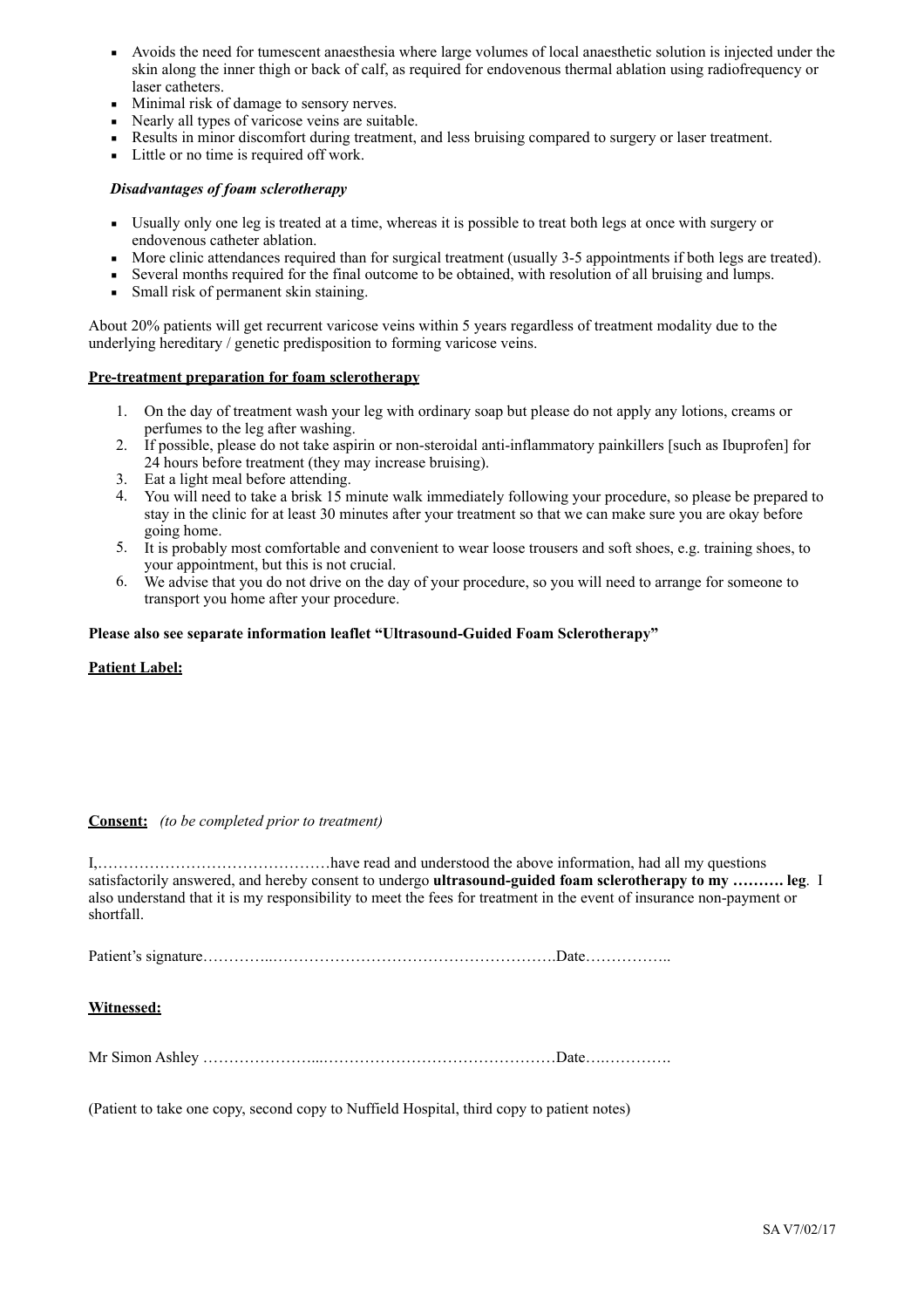- Avoids the need for tumescent anaesthesia where large volumes of local anaesthetic solution is injected under the skin along the inner thigh or back of calf, as required for endovenous thermal ablation using radiofrequency or laser catheters.
- Minimal risk of damage to sensory nerves.
- Nearly all types of varicose veins are suitable.
- Results in minor discomfort during treatment, and less bruising compared to surgery or laser treatment.
- Little or no time is required off work.

***Disadvantages of foam sclerotherapy***

- Usually only one leg is treated at a time, whereas it is possible to treat both legs at once with surgery or endovenous catheter ablation.
- More clinic attendances required than for surgical treatment (usually 3-5 appointments if both legs are treated).
- Several months required for the final outcome to be obtained, with resolution of all bruising and lumps.
- Small risk of permanent skin staining.

About 20% patients will get recurrent varicose veins within 5 years regardless of treatment modality due to the underlying hereditary / genetic predisposition to forming varicose veins.

**Pre-treatment preparation for foam sclerotherapy**

1. On the day of treatment wash your leg with ordinary soap but please do not apply any lotions, creams or perfumes to the leg after washing.
2. If possible, please do not take aspirin or non-steroidal anti-inflammatory painkillers [such as Ibuprofen] for 24 hours before treatment (they may increase bruising).
3. Eat a light meal before attending.
4. You will need to take a brisk 15 minute walk immediately following your procedure, so please be prepared to stay in the clinic for at least 30 minutes after your treatment so that we can make sure you are okay before going home.
5. It is probably most comfortable and convenient to wear loose trousers and soft shoes, e.g. training shoes, to your appointment, but this is not crucial.
6. We advise that you do not drive on the day of your procedure, so you will need to arrange for someone to transport you home after your procedure.

**Please also see separate information leaflet "Ultrasound-Guided Foam Sclerotherapy"**

**Patient Label:**

**Consent:** *(to be completed prior to treatment)*

I,……………………………………have read and understood the above information, had all my questions satisfactorily answered, and hereby consent to undergo **ultrasound-guided foam sclerotherapy to my ………. leg**. I also understand that it is my responsibility to meet the fees for treatment in the event of insurance non-payment or shortfall.

Patient's signature…………..…………………………………………….Date……………..

**Witnessed:**

Mr Simon Ashley …………………...………………………………………Date….………….

(Patient to take one copy, second copy to Nuffield Hospital, third copy to patient notes)

SA V7/02/17